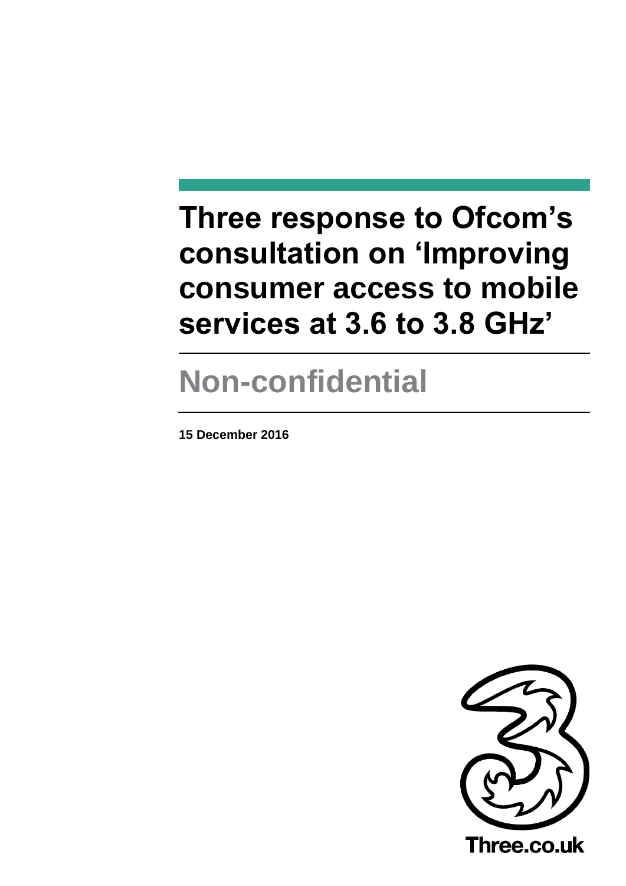# Three response to Ofcom's consultation on 'Improving consumer access to mobile services at 3.6 to 3.8 GHz'

## Non-confidential

**15 December 2016**

Three.co.uk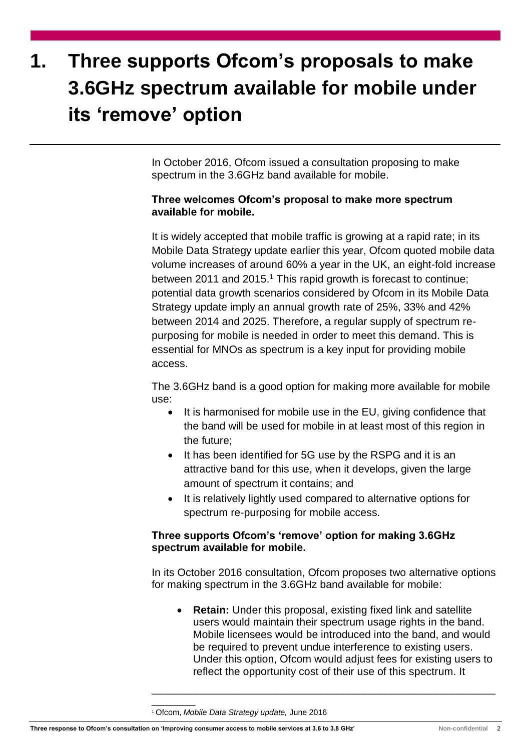# 1. Three supports Ofcom's proposals to make 3.6GHz spectrum available for mobile under its 'remove' option

In October 2016, Ofcom issued a consultation proposing to make spectrum in the 3.6GHz band available for mobile.

**Three welcomes Ofcom's proposal to make more spectrum available for mobile.**

It is widely accepted that mobile traffic is growing at a rapid rate; in its Mobile Data Strategy update earlier this year, Ofcom quoted mobile data volume increases of around 60% a year in the UK, an eight-fold increase between 2011 and 2015.[1] This rapid growth is forecast to continue; potential data growth scenarios considered by Ofcom in its Mobile Data Strategy update imply an annual growth rate of 25%, 33% and 42% between 2014 and 2025. Therefore, a regular supply of spectrum re-purposing for mobile is needed in order to meet this demand. This is essential for MNOs as spectrum is a key input for providing mobile access.

The 3.6GHz band is a good option for making more available for mobile use:

- It is harmonised for mobile use in the EU, giving confidence that the band will be used for mobile in at least most of this region in the future;
- It has been identified for 5G use by the RSPG and it is an attractive band for this use, when it develops, given the large amount of spectrum it contains; and
- It is relatively lightly used compared to alternative options for spectrum re-purposing for mobile access.

**Three supports Ofcom's 'remove' option for making 3.6GHz spectrum available for mobile.**

In its October 2016 consultation, Ofcom proposes two alternative options for making spectrum in the 3.6GHz band available for mobile:

- **Retain:** Under this proposal, existing fixed link and satellite users would maintain their spectrum usage rights in the band. Mobile licensees would be introduced into the band, and would be required to prevent undue interference to existing users. Under this option, Ofcom would adjust fees for existing users to reflect the opportunity cost of their use of this spectrum. It

[1] Ofcom, *Mobile Data Strategy update,* June 2016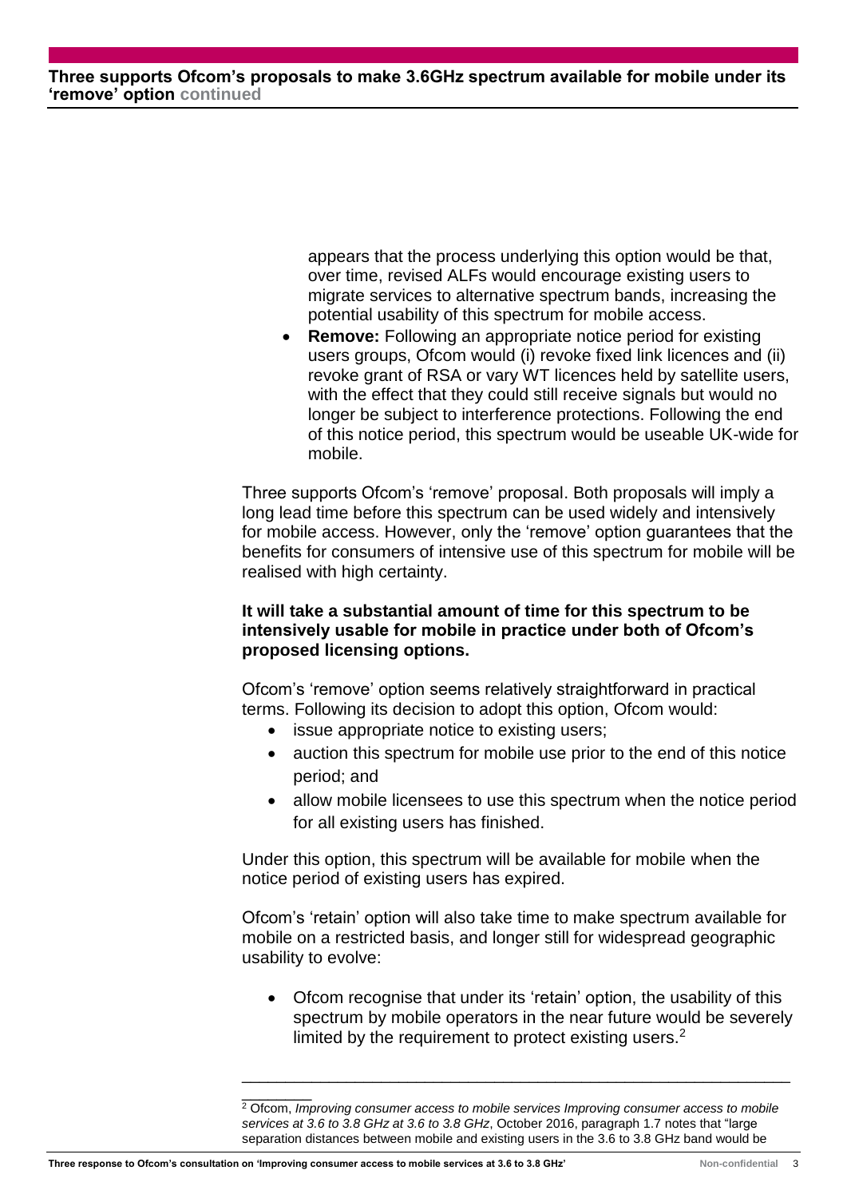appears that the process underlying this option would be that, over time, revised ALFs would encourage existing users to migrate services to alternative spectrum bands, increasing the potential usability of this spectrum for mobile access.

- **Remove:** Following an appropriate notice period for existing users groups, Ofcom would (i) revoke fixed link licences and (ii) revoke grant of RSA or vary WT licences held by satellite users, with the effect that they could still receive signals but would no longer be subject to interference protections. Following the end of this notice period, this spectrum would be useable UK-wide for mobile.

Three supports Ofcom's 'remove' proposal. Both proposals will imply a long lead time before this spectrum can be used widely and intensively for mobile access. However, only the 'remove' option guarantees that the benefits for consumers of intensive use of this spectrum for mobile will be realised with high certainty.

**It will take a substantial amount of time for this spectrum to be intensively usable for mobile in practice under both of Ofcom's proposed licensing options.**

Ofcom's 'remove' option seems relatively straightforward in practical terms. Following its decision to adopt this option, Ofcom would:

- issue appropriate notice to existing users;
- auction this spectrum for mobile use prior to the end of this notice period; and
- allow mobile licensees to use this spectrum when the notice period for all existing users has finished.

Under this option, this spectrum will be available for mobile when the notice period of existing users has expired.

Ofcom's 'retain' option will also take time to make spectrum available for mobile on a restricted basis, and longer still for widespread geographic usability to evolve:

- Ofcom recognise that under its 'retain' option, the usability of this spectrum by mobile operators in the near future would be severely limited by the requirement to protect existing users.[2]

---

[2] Ofcom, *Improving consumer access to mobile services Improving consumer access to mobile services at 3.6 to 3.8 GHz at 3.6 to 3.8 GHz*, October 2016, paragraph 1.7 notes that "large separation distances between mobile and existing users in the 3.6 to 3.8 GHz band would be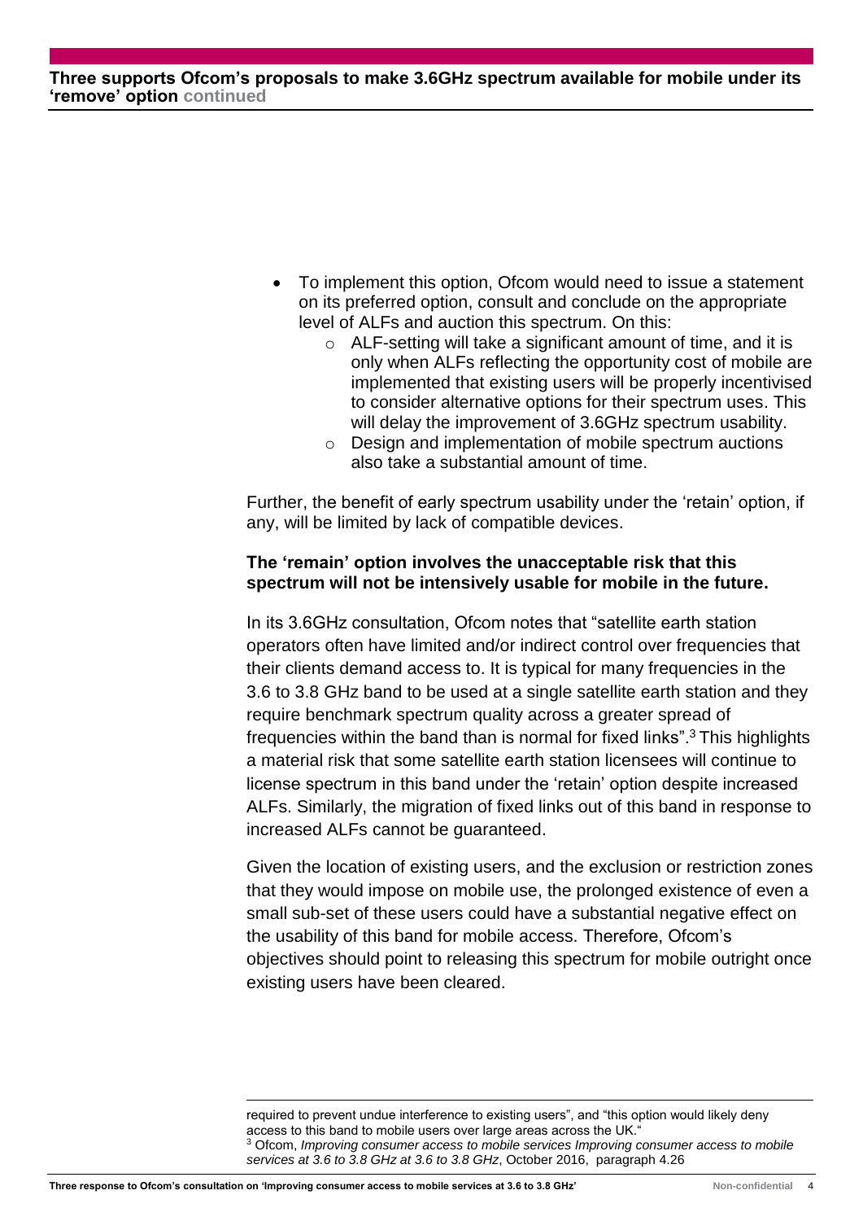- To implement this option, Ofcom would need to issue a statement on its preferred option, consult and conclude on the appropriate level of ALFs and auction this spectrum. On this:
    - ALF-setting will take a significant amount of time, and it is only when ALFs reflecting the opportunity cost of mobile are implemented that existing users will be properly incentivised to consider alternative options for their spectrum uses. This will delay the improvement of 3.6GHz spectrum usability.
    - Design and implementation of mobile spectrum auctions also take a substantial amount of time.

Further, the benefit of early spectrum usability under the 'retain' option, if any, will be limited by lack of compatible devices.

**The 'remain' option involves the unacceptable risk that this spectrum will not be intensively usable for mobile in the future.**

In its 3.6GHz consultation, Ofcom notes that "satellite earth station operators often have limited and/or indirect control over frequencies that their clients demand access to. It is typical for many frequencies in the 3.6 to 3.8 GHz band to be used at a single satellite earth station and they require benchmark spectrum quality across a greater spread of frequencies within the band than is normal for fixed links".[3] This highlights a material risk that some satellite earth station licensees will continue to license spectrum in this band under the 'retain' option despite increased ALFs. Similarly, the migration of fixed links out of this band in response to increased ALFs cannot be guaranteed.

Given the location of existing users, and the exclusion or restriction zones that they would impose on mobile use, the prolonged existence of even a small sub-set of these users could have a substantial negative effect on the usability of this band for mobile access. Therefore, Ofcom's objectives should point to releasing this spectrum for mobile outright once existing users have been cleared.

---

required to prevent undue interference to existing users", and "this option would likely deny access to this band to mobile users over large areas across the UK."

[3] Ofcom, *Improving consumer access to mobile services Improving consumer access to mobile services at 3.6 to 3.8 GHz at 3.6 to 3.8 GHz*, October 2016, paragraph 4.26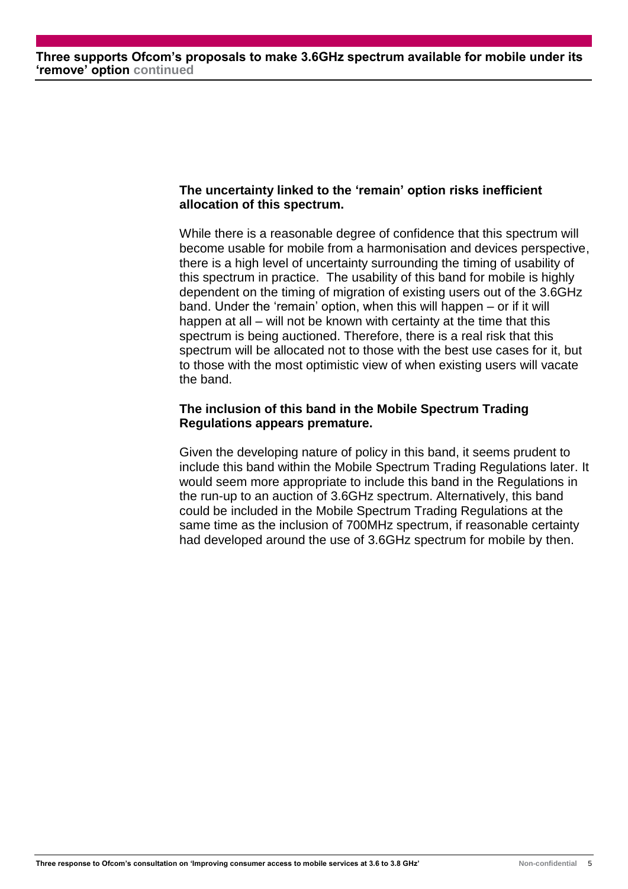## Three supports Ofcom's proposals to make 3.6GHz spectrum available for mobile under its 'remove' option continued

**The uncertainty linked to the 'remain' option risks inefficient allocation of this spectrum.**

While there is a reasonable degree of confidence that this spectrum will become usable for mobile from a harmonisation and devices perspective, there is a high level of uncertainty surrounding the timing of usability of this spectrum in practice. The usability of this band for mobile is highly dependent on the timing of migration of existing users out of the 3.6GHz band. Under the 'remain' option, when this will happen – or if it will happen at all – will not be known with certainty at the time that this spectrum is being auctioned. Therefore, there is a real risk that this spectrum will be allocated not to those with the best use cases for it, but to those with the most optimistic view of when existing users will vacate the band.

**The inclusion of this band in the Mobile Spectrum Trading Regulations appears premature.**

Given the developing nature of policy in this band, it seems prudent to include this band within the Mobile Spectrum Trading Regulations later. It would seem more appropriate to include this band in the Regulations in the run-up to an auction of 3.6GHz spectrum. Alternatively, this band could be included in the Mobile Spectrum Trading Regulations at the same time as the inclusion of 700MHz spectrum, if reasonable certainty had developed around the use of 3.6GHz spectrum for mobile by then.